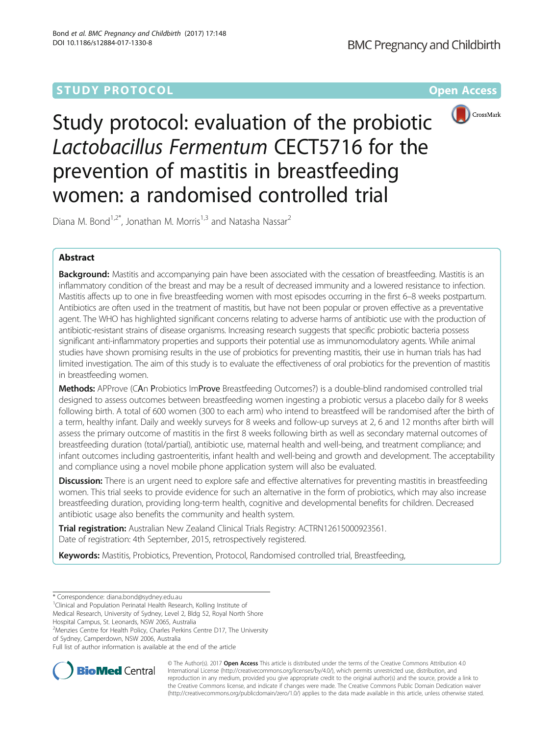STUDY PROTOCOL Open Access

# Study protocol: evaluation of the probiotic *Lactobacillus Fermentum* CECT5716 for the prevention of mastitis in breastfeeding women: a randomised controlled trial

Diana M. Bond[1,2*], Jonathan M. Morris[1,3] and Natasha Nassar[2]

## Abstract

**Background:** Mastitis and accompanying pain have been associated with the cessation of breastfeeding. Mastitis is an inflammatory condition of the breast and may be a result of decreased immunity and a lowered resistance to infection. Mastitis affects up to one in five breastfeeding women with most episodes occurring in the first 6–8 weeks postpartum. Antibiotics are often used in the treatment of mastitis, but have not been popular or proven effective as a preventative agent. The WHO has highlighted significant concerns relating to adverse harms of antibiotic use with the production of antibiotic-resistant strains of disease organisms. Increasing research suggests that specific probiotic bacteria possess significant anti-inflammatory properties and supports their potential use as immunomodulatory agents. While animal studies have shown promising results in the use of probiotics for preventing mastitis, their use in human trials has had limited investigation. The aim of this study is to evaluate the effectiveness of oral probiotics for the prevention of mastitis in breastfeeding women.

**Methods:** APProve (CAn Probiotics ImProve Breastfeeding Outcomes?) is a double-blind randomised controlled trial designed to assess outcomes between breastfeeding women ingesting a probiotic versus a placebo daily for 8 weeks following birth. A total of 600 women (300 to each arm) who intend to breastfeed will be randomised after the birth of a term, healthy infant. Daily and weekly surveys for 8 weeks and follow-up surveys at 2, 6 and 12 months after birth will assess the primary outcome of mastitis in the first 8 weeks following birth as well as secondary maternal outcomes of breastfeeding duration (total/partial), antibiotic use, maternal health and well-being, and treatment compliance; and infant outcomes including gastroenteritis, infant health and well-being and growth and development. The acceptability and compliance using a novel mobile phone application system will also be evaluated.

**Discussion:** There is an urgent need to explore safe and effective alternatives for preventing mastitis in breastfeeding women. This trial seeks to provide evidence for such an alternative in the form of probiotics, which may also increase breastfeeding duration, providing long-term health, cognitive and developmental benefits for children. Decreased antibiotic usage also benefits the community and health system.

**Trial registration:** Australian New Zealand Clinical Trials Registry: ACTRN12615000923561. Date of registration: 4th September, 2015, retrospectively registered.

**Keywords:** Mastitis, Probiotics, Prevention, Protocol, Randomised controlled trial, Breastfeeding,

---

\* Correspondence: diana.bond@sydney.edu.au

[1]Clinical and Population Perinatal Health Research, Kolling Institute of Medical Research, University of Sydney, Level 2, Bldg 52, Royal North Shore Hospital Campus, St. Leonards, NSW 2065, Australia

[2]Menzies Centre for Health Policy, Charles Perkins Centre D17, The University of Sydney, Camperdown, NSW 2006, Australia

Full list of author information is available at the end of the article

© The Author(s). 2017 **Open Access** This article is distributed under the terms of the Creative Commons Attribution 4.0 International License (http://creativecommons.org/licenses/by/4.0/), which permits unrestricted use, distribution, and reproduction in any medium, provided you give appropriate credit to the original author(s) and the source, provide a link to the Creative Commons license, and indicate if changes were made. The Creative Commons Public Domain Dedication waiver (http://creativecommons.org/publicdomain/zero/1.0/) applies to the data made available in this article, unless otherwise stated.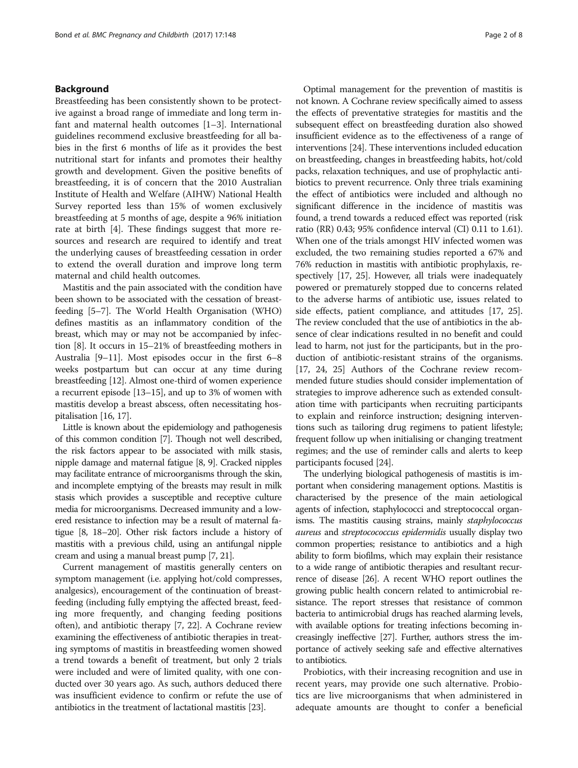## Background

Breastfeeding has been consistently shown to be protective against a broad range of immediate and long term infant and maternal health outcomes [1–3]. International guidelines recommend exclusive breastfeeding for all babies in the first 6 months of life as it provides the best nutritional start for infants and promotes their healthy growth and development. Given the positive benefits of breastfeeding, it is of concern that the 2010 Australian Institute of Health and Welfare (AIHW) National Health Survey reported less than 15% of women exclusively breastfeeding at 5 months of age, despite a 96% initiation rate at birth [4]. These findings suggest that more resources and research are required to identify and treat the underlying causes of breastfeeding cessation in order to extend the overall duration and improve long term maternal and child health outcomes.

Mastitis and the pain associated with the condition have been shown to be associated with the cessation of breastfeeding [5–7]. The World Health Organisation (WHO) defines mastitis as an inflammatory condition of the breast, which may or may not be accompanied by infection [8]. It occurs in 15–21% of breastfeeding mothers in Australia [9–11]. Most episodes occur in the first 6–8 weeks postpartum but can occur at any time during breastfeeding [12]. Almost one-third of women experience a recurrent episode [13–15], and up to 3% of women with mastitis develop a breast abscess, often necessitating hospitalisation [16, 17].

Little is known about the epidemiology and pathogenesis of this common condition [7]. Though not well described, the risk factors appear to be associated with milk stasis, nipple damage and maternal fatigue [8, 9]. Cracked nipples may facilitate entrance of microorganisms through the skin, and incomplete emptying of the breasts may result in milk stasis which provides a susceptible and receptive culture media for microorganisms. Decreased immunity and a lowered resistance to infection may be a result of maternal fatigue [8, 18–20]. Other risk factors include a history of mastitis with a previous child, using an antifungal nipple cream and using a manual breast pump [7, 21].

Current management of mastitis generally centers on symptom management (i.e. applying hot/cold compresses, analgesics), encouragement of the continuation of breastfeeding (including fully emptying the affected breast, feeding more frequently, and changing feeding positions often), and antibiotic therapy [7, 22]. A Cochrane review examining the effectiveness of antibiotic therapies in treating symptoms of mastitis in breastfeeding women showed a trend towards a benefit of treatment, but only 2 trials were included and were of limited quality, with one conducted over 30 years ago. As such, authors deduced there was insufficient evidence to confirm or refute the use of antibiotics in the treatment of lactational mastitis [23].

Optimal management for the prevention of mastitis is not known. A Cochrane review specifically aimed to assess the effects of preventative strategies for mastitis and the subsequent effect on breastfeeding duration also showed insufficient evidence as to the effectiveness of a range of interventions [24]. These interventions included education on breastfeeding, changes in breastfeeding habits, hot/cold packs, relaxation techniques, and use of prophylactic antibiotics to prevent recurrence. Only three trials examining the effect of antibiotics were included and although no significant difference in the incidence of mastitis was found, a trend towards a reduced effect was reported (risk ratio (RR) 0.43; 95% confidence interval (CI) 0.11 to 1.61). When one of the trials amongst HIV infected women was excluded, the two remaining studies reported a 67% and 76% reduction in mastitis with antibiotic prophylaxis, respectively [17, 25]. However, all trials were inadequately powered or prematurely stopped due to concerns related to the adverse harms of antibiotic use, issues related to side effects, patient compliance, and attitudes [17, 25]. The review concluded that the use of antibiotics in the absence of clear indications resulted in no benefit and could lead to harm, not just for the participants, but in the production of antibiotic-resistant strains of the organisms. [17, 24, 25] Authors of the Cochrane review recommended future studies should consider implementation of strategies to improve adherence such as extended consultation time with participants when recruiting participants to explain and reinforce instruction; designing interventions such as tailoring drug regimens to patient lifestyle; frequent follow up when initialising or changing treatment regimes; and the use of reminder calls and alerts to keep participants focused [24].

The underlying biological pathogenesis of mastitis is important when considering management options. Mastitis is characterised by the presence of the main aetiological agents of infection, staphylococci and streptococcal organisms. The mastitis causing strains, mainly *staphylococcus aureus* and *streptocococcus epidermidis* usually display two common properties; resistance to antibiotics and a high ability to form biofilms, which may explain their resistance to a wide range of antibiotic therapies and resultant recurrence of disease [26]. A recent WHO report outlines the growing public health concern related to antimicrobial resistance. The report stresses that resistance of common bacteria to antimicrobial drugs has reached alarming levels, with available options for treating infections becoming increasingly ineffective [27]. Further, authors stress the importance of actively seeking safe and effective alternatives to antibiotics.

Probiotics, with their increasing recognition and use in recent years, may provide one such alternative. Probiotics are live microorganisms that when administered in adequate amounts are thought to confer a beneficial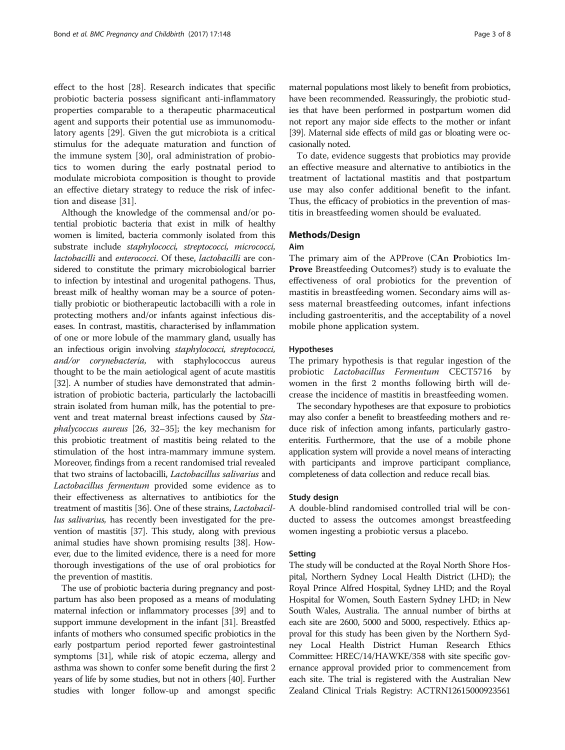effect to the host [28]. Research indicates that specific probiotic bacteria possess significant anti-inflammatory properties comparable to a therapeutic pharmaceutical agent and supports their potential use as immunomodulatory agents [29]. Given the gut microbiota is a critical stimulus for the adequate maturation and function of the immune system [30], oral administration of probiotics to women during the early postnatal period to modulate microbiota composition is thought to provide an effective dietary strategy to reduce the risk of infection and disease [31].

Although the knowledge of the commensal and/or potential probiotic bacteria that exist in milk of healthy women is limited, bacteria commonly isolated from this substrate include *staphylococci, streptococci, micrococci, lactobacilli* and *enterococci*. Of these, *lactobacilli* are considered to constitute the primary microbiological barrier to infection by intestinal and urogenital pathogens. Thus, breast milk of healthy woman may be a source of potentially probiotic or biotherapeutic lactobacilli with a role in protecting mothers and/or infants against infectious diseases. In contrast, mastitis, characterised by inflammation of one or more lobule of the mammary gland, usually has an infectious origin involving *staphylococci, streptococci, and/or corynebacteria*, with staphylococcus aureus thought to be the main aetiological agent of acute mastitis [32]. A number of studies have demonstrated that administration of probiotic bacteria, particularly the lactobacilli strain isolated from human milk, has the potential to prevent and treat maternal breast infections caused by *Staphalycoccus aureus* [26, 32–35]; the key mechanism for this probiotic treatment of mastitis being related to the stimulation of the host intra-mammary immune system. Moreover, findings from a recent randomised trial revealed that two strains of lactobacilli, *Lactobacillus salivarius* and *Lactobacillus fermentum* provided some evidence as to their effectiveness as alternatives to antibiotics for the treatment of mastitis [36]. One of these strains, *Lactobacillus salivarius,* has recently been investigated for the prevention of mastitis [37]. This study, along with previous animal studies have shown promising results [38]. However, due to the limited evidence, there is a need for more thorough investigations of the use of oral probiotics for the prevention of mastitis.

The use of probiotic bacteria during pregnancy and postpartum has also been proposed as a means of modulating maternal infection or inflammatory processes [39] and to support immune development in the infant [31]. Breastfed infants of mothers who consumed specific probiotics in the early postpartum period reported fewer gastrointestinal symptoms [31], while risk of atopic eczema, allergy and asthma was shown to confer some benefit during the first 2 years of life by some studies, but not in others [40]. Further studies with longer follow-up and amongst specific maternal populations most likely to benefit from probiotics, have been recommended. Reassuringly, the probiotic studies that have been performed in postpartum women did not report any major side effects to the mother or infant [39]. Maternal side effects of mild gas or bloating were occasionally noted.

To date, evidence suggests that probiotics may provide an effective measure and alternative to antibiotics in the treatment of lactational mastitis and that postpartum use may also confer additional benefit to the infant. Thus, the efficacy of probiotics in the prevention of mastitis in breastfeeding women should be evaluated.

## Methods/Design

### Aim

The primary aim of the APProve (C**A**n **P**robiotics Im**Prove** Breastfeeding Outcomes?) study is to evaluate the effectiveness of oral probiotics for the prevention of mastitis in breastfeeding women. Secondary aims will assess maternal breastfeeding outcomes, infant infections including gastroenteritis, and the acceptability of a novel mobile phone application system.

### Hypotheses

The primary hypothesis is that regular ingestion of the probiotic *Lactobacillus Fermentum* CECT5716 by women in the first 2 months following birth will decrease the incidence of mastitis in breastfeeding women.

The secondary hypotheses are that exposure to probiotics may also confer a benefit to breastfeeding mothers and reduce risk of infection among infants, particularly gastroenteritis. Furthermore, that the use of a mobile phone application system will provide a novel means of interacting with participants and improve participant compliance, completeness of data collection and reduce recall bias.

### Study design

A double-blind randomised controlled trial will be conducted to assess the outcomes amongst breastfeeding women ingesting a probiotic versus a placebo.

### Setting

The study will be conducted at the Royal North Shore Hospital, Northern Sydney Local Health District (LHD); the Royal Prince Alfred Hospital, Sydney LHD; and the Royal Hospital for Women, South Eastern Sydney LHD; in New South Wales, Australia. The annual number of births at each site are 2600, 5000 and 5000, respectively. Ethics approval for this study has been given by the Northern Sydney Local Health District Human Research Ethics Committee: HREC/14/HAWKE/358 with site specific governance approval provided prior to commencement from each site. The trial is registered with the Australian New Zealand Clinical Trials Registry: ACTRN12615000923561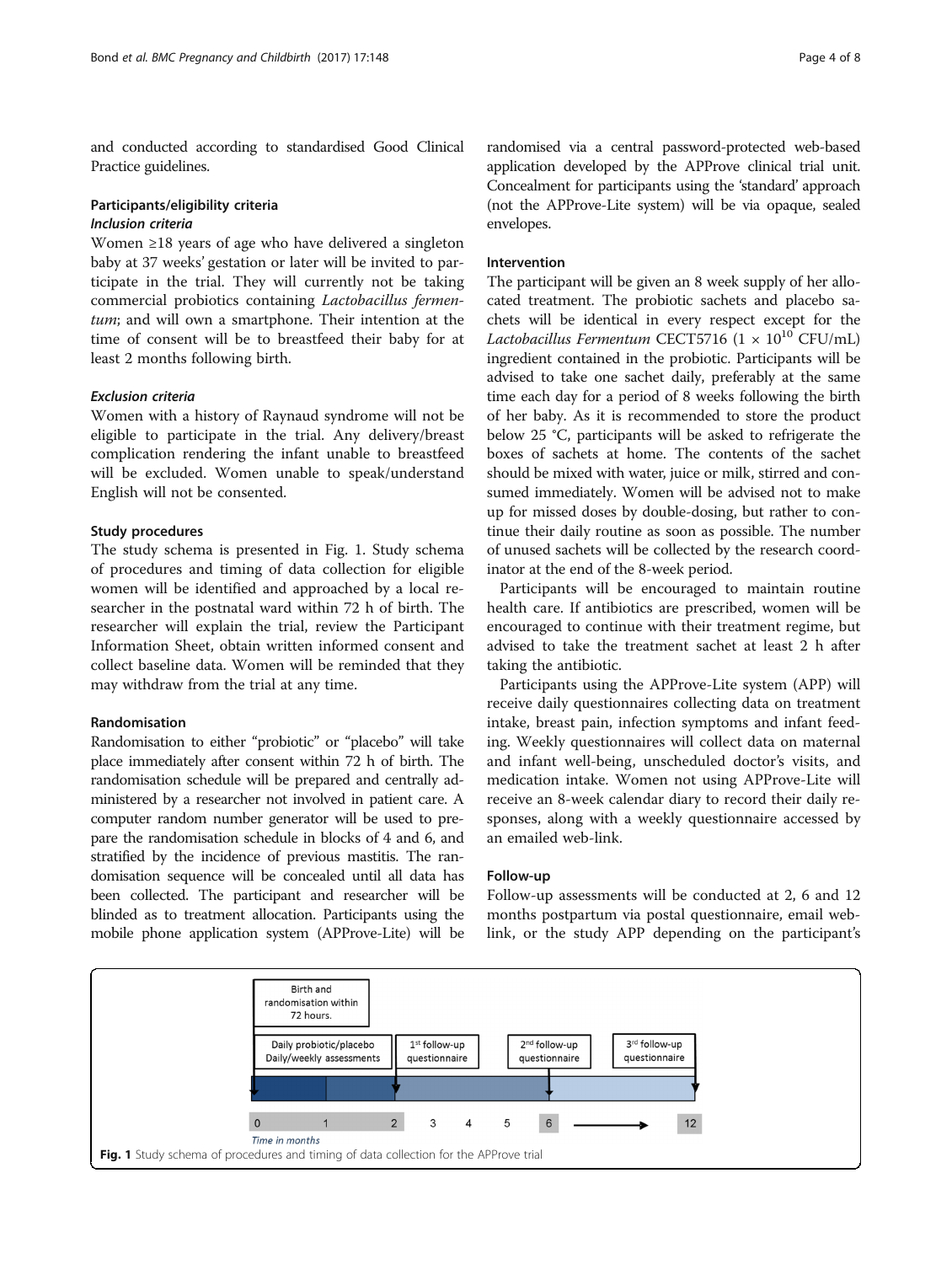and conducted according to standardised Good Clinical Practice guidelines.

### Participants/eligibility criteria

#### Inclusion criteria

Women ≥18 years of age who have delivered a singleton baby at 37 weeks' gestation or later will be invited to participate in the trial. They will currently not be taking commercial probiotics containing *Lactobacillus fermentum*; and will own a smartphone. Their intention at the time of consent will be to breastfeed their baby for at least 2 months following birth.

#### Exclusion criteria

Women with a history of Raynaud syndrome will not be eligible to participate in the trial. Any delivery/breast complication rendering the infant unable to breastfeed will be excluded. Women unable to speak/understand English will not be consented.

### Study procedures

The study schema is presented in Fig. 1. Study schema of procedures and timing of data collection for eligible women will be identified and approached by a local researcher in the postnatal ward within 72 h of birth. The researcher will explain the trial, review the Participant Information Sheet, obtain written informed consent and collect baseline data. Women will be reminded that they may withdraw from the trial at any time.

### Randomisation

Randomisation to either "probiotic" or "placebo" will take place immediately after consent within 72 h of birth. The randomisation schedule will be prepared and centrally administered by a researcher not involved in patient care. A computer random number generator will be used to prepare the randomisation schedule in blocks of 4 and 6, and stratified by the incidence of previous mastitis. The randomisation sequence will be concealed until all data has been collected. The participant and researcher will be blinded as to treatment allocation. Participants using the mobile phone application system (APProve-Lite) will be randomised via a central password-protected web-based application developed by the APProve clinical trial unit. Concealment for participants using the 'standard' approach (not the APProve-Lite system) will be via opaque, sealed envelopes.

### Intervention

The participant will be given an 8 week supply of her allocated treatment. The probiotic sachets and placebo sachets will be identical in every respect except for the *Lactobacillus Fermentum* CECT5716 ($1 \times 10^{10}$ CFU/mL) ingredient contained in the probiotic. Participants will be advised to take one sachet daily, preferably at the same time each day for a period of 8 weeks following the birth of her baby. As it is recommended to store the product below 25 °C, participants will be asked to refrigerate the boxes of sachets at home. The contents of the sachet should be mixed with water, juice or milk, stirred and consumed immediately. Women will be advised not to make up for missed doses by double-dosing, but rather to continue their daily routine as soon as possible. The number of unused sachets will be collected by the research coordinator at the end of the 8-week period.

Participants will be encouraged to maintain routine health care. If antibiotics are prescribed, women will be encouraged to continue with their treatment regime, but advised to take the treatment sachet at least 2 h after taking the antibiotic.

Participants using the APProve-Lite system (APP) will receive daily questionnaires collecting data on treatment intake, breast pain, infection symptoms and infant feeding. Weekly questionnaires will collect data on maternal and infant well-being, unscheduled doctor's visits, and medication intake. Women not using APProve-Lite will receive an 8-week calendar diary to record their daily responses, along with a weekly questionnaire accessed by an emailed web-link.

### Follow-up

Follow-up assessments will be conducted at 2, 6 and 12 months postpartum via postal questionnaire, email web-link, or the study APP depending on the participant's

Birth and randomisation within 72 hours.

Daily probiotic/placebo Daily/weekly assessments | 1st follow-up questionnaire | 2nd follow-up questionnaire | 3rd follow-up questionnaire

0 1 2 3 4 5 6 → 12

Time in months

Fig. 1 Study schema of procedures and timing of data collection for the APProve trial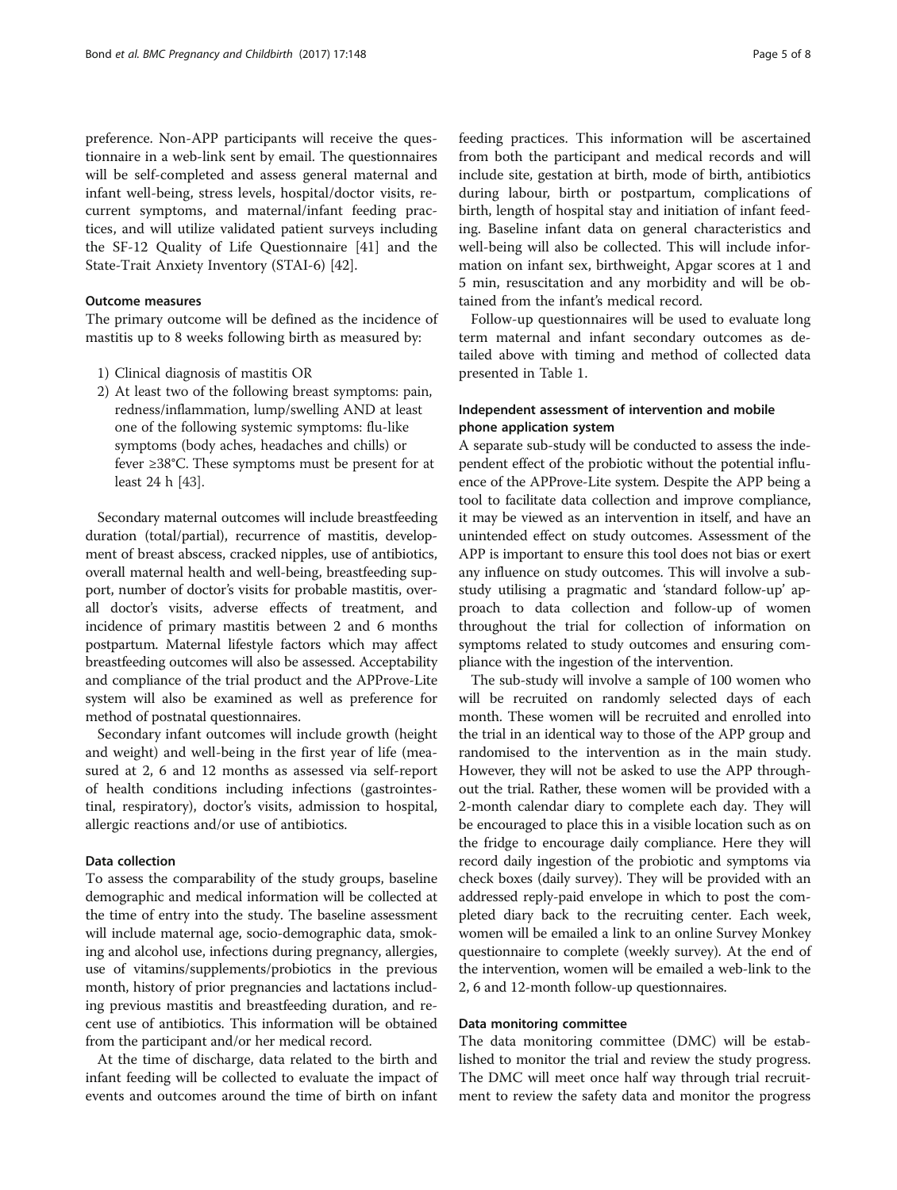preference. Non-APP participants will receive the questionnaire in a web-link sent by email. The questionnaires will be self-completed and assess general maternal and infant well-being, stress levels, hospital/doctor visits, recurrent symptoms, and maternal/infant feeding practices, and will utilize validated patient surveys including the SF-12 Quality of Life Questionnaire [41] and the State-Trait Anxiety Inventory (STAI-6) [42].

### Outcome measures

The primary outcome will be defined as the incidence of mastitis up to 8 weeks following birth as measured by:

1) Clinical diagnosis of mastitis OR
2) At least two of the following breast symptoms: pain, redness/inflammation, lump/swelling AND at least one of the following systemic symptoms: flu-like symptoms (body aches, headaches and chills) or fever ≥38°C. These symptoms must be present for at least 24 h [43].

Secondary maternal outcomes will include breastfeeding duration (total/partial), recurrence of mastitis, development of breast abscess, cracked nipples, use of antibiotics, overall maternal health and well-being, breastfeeding support, number of doctor's visits for probable mastitis, overall doctor's visits, adverse effects of treatment, and incidence of primary mastitis between 2 and 6 months postpartum. Maternal lifestyle factors which may affect breastfeeding outcomes will also be assessed. Acceptability and compliance of the trial product and the APProve-Lite system will also be examined as well as preference for method of postnatal questionnaires.

Secondary infant outcomes will include growth (height and weight) and well-being in the first year of life (measured at 2, 6 and 12 months as assessed via self-report of health conditions including infections (gastrointestinal, respiratory), doctor's visits, admission to hospital, allergic reactions and/or use of antibiotics.

### Data collection

To assess the comparability of the study groups, baseline demographic and medical information will be collected at the time of entry into the study. The baseline assessment will include maternal age, socio-demographic data, smoking and alcohol use, infections during pregnancy, allergies, use of vitamins/supplements/probiotics in the previous month, history of prior pregnancies and lactations including previous mastitis and breastfeeding duration, and recent use of antibiotics. This information will be obtained from the participant and/or her medical record.

At the time of discharge, data related to the birth and infant feeding will be collected to evaluate the impact of events and outcomes around the time of birth on infant feeding practices. This information will be ascertained from both the participant and medical records and will include site, gestation at birth, mode of birth, antibiotics during labour, birth or postpartum, complications of birth, length of hospital stay and initiation of infant feeding. Baseline infant data on general characteristics and well-being will also be collected. This will include information on infant sex, birthweight, Apgar scores at 1 and 5 min, resuscitation and any morbidity and will be obtained from the infant's medical record.

Follow-up questionnaires will be used to evaluate long term maternal and infant secondary outcomes as detailed above with timing and method of collected data presented in Table 1.

### Independent assessment of intervention and mobile phone application system

A separate sub-study will be conducted to assess the independent effect of the probiotic without the potential influence of the APProve-Lite system. Despite the APP being a tool to facilitate data collection and improve compliance, it may be viewed as an intervention in itself, and have an unintended effect on study outcomes. Assessment of the APP is important to ensure this tool does not bias or exert any influence on study outcomes. This will involve a sub-study utilising a pragmatic and 'standard follow-up' approach to data collection and follow-up of women throughout the trial for collection of information on symptoms related to study outcomes and ensuring compliance with the ingestion of the intervention.

The sub-study will involve a sample of 100 women who will be recruited on randomly selected days of each month. These women will be recruited and enrolled into the trial in an identical way to those of the APP group and randomised to the intervention as in the main study. However, they will not be asked to use the APP throughout the trial. Rather, these women will be provided with a 2-month calendar diary to complete each day. They will be encouraged to place this in a visible location such as on the fridge to encourage daily compliance. Here they will record daily ingestion of the probiotic and symptoms via check boxes (daily survey). They will be provided with an addressed reply-paid envelope in which to post the completed diary back to the recruiting center. Each week, women will be emailed a link to an online Survey Monkey questionnaire to complete (weekly survey). At the end of the intervention, women will be emailed a web-link to the 2, 6 and 12-month follow-up questionnaires.

### Data monitoring committee

The data monitoring committee (DMC) will be established to monitor the trial and review the study progress. The DMC will meet once half way through trial recruitment to review the safety data and monitor the progress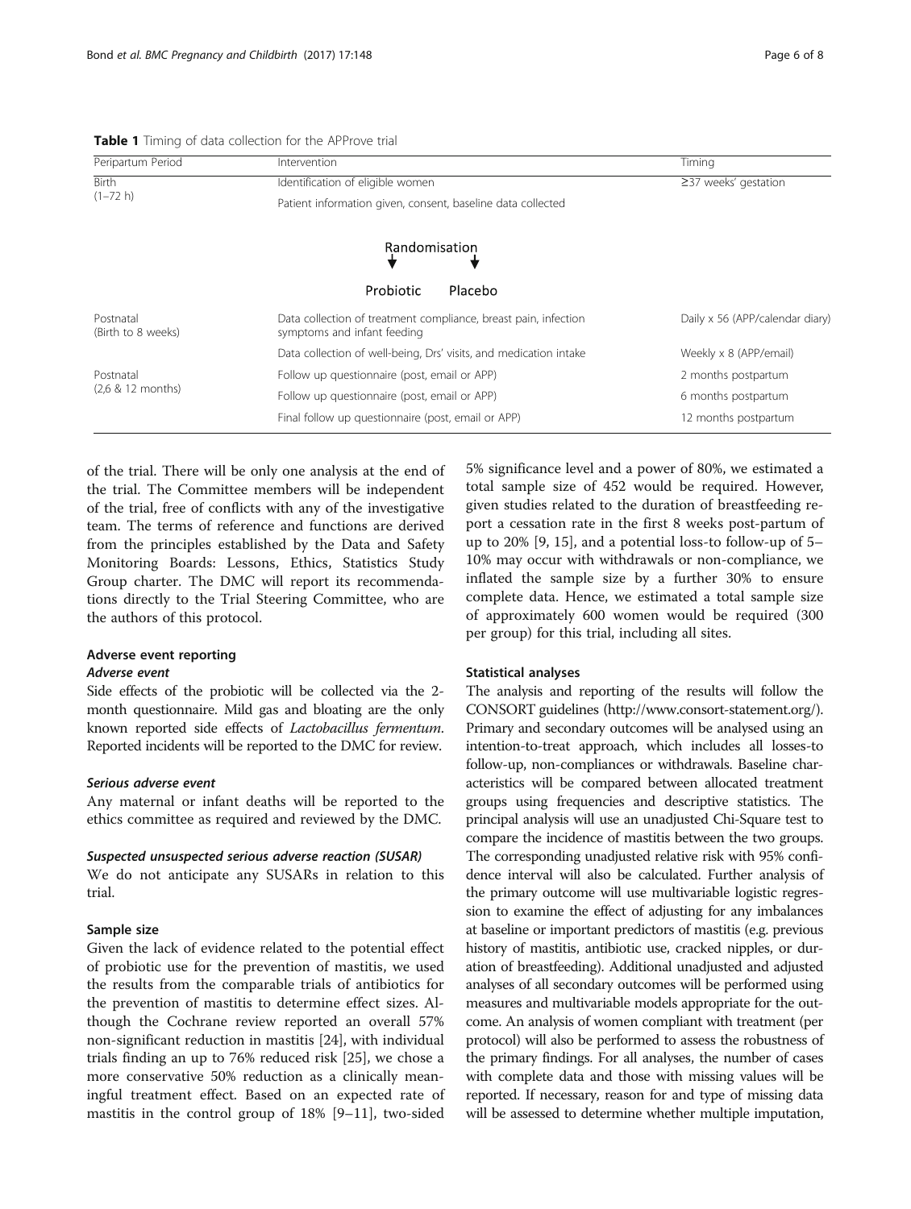**Table 1** Timing of data collection for the APProve trial

| Peripartum Period | Intervention | Timing |
| --- | --- | --- |
| Birth (1–72 h) | Identification of eligible women | ≥37 weeks' gestation |
| | Patient information given, consent, baseline data collected | |
| | Randomisation → Probiotic / Placebo | |
| Postnatal (Birth to 8 weeks) | Data collection of treatment compliance, breast pain, infection symptoms and infant feeding | Daily x 56 (APP/calendar diary) |
| | Data collection of well-being, Drs' visits, and medication intake | Weekly x 8 (APP/email) |
| Postnatal (2,6 & 12 months) | Follow up questionnaire (post, email or APP) | 2 months postpartum |
| | Follow up questionnaire (post, email or APP) | 6 months postpartum |
| | Final follow up questionnaire (post, email or APP) | 12 months postpartum |

of the trial. There will be only one analysis at the end of the trial. The Committee members will be independent of the trial, free of conflicts with any of the investigative team. The terms of reference and functions are derived from the principles established by the Data and Safety Monitoring Boards: Lessons, Ethics, Statistics Study Group charter. The DMC will report its recommendations directly to the Trial Steering Committee, who are the authors of this protocol.

### Adverse event reporting

#### *Adverse event*

Side effects of the probiotic will be collected via the 2-month questionnaire. Mild gas and bloating are the only known reported side effects of *Lactobacillus fermentum*. Reported incidents will be reported to the DMC for review.

#### *Serious adverse event*

Any maternal or infant deaths will be reported to the ethics committee as required and reviewed by the DMC.

#### *Suspected unsuspected serious adverse reaction (SUSAR)*

We do not anticipate any SUSARs in relation to this trial.

### Sample size

Given the lack of evidence related to the potential effect of probiotic use for the prevention of mastitis, we used the results from the comparable trials of antibiotics for the prevention of mastitis to determine effect sizes. Although the Cochrane review reported an overall 57% non-significant reduction in mastitis [24], with individual trials finding an up to 76% reduced risk [25], we chose a more conservative 50% reduction as a clinically meaningful treatment effect. Based on an expected rate of mastitis in the control group of 18% [9–11], two-sided 5% significance level and a power of 80%, we estimated a total sample size of 452 would be required. However, given studies related to the duration of breastfeeding report a cessation rate in the first 8 weeks post-partum of up to 20% [9, 15], and a potential loss-to-follow-up of 5–10% may occur with withdrawals or non-compliance, we inflated the sample size by a further 30% to ensure complete data. Hence, we estimated a total sample size of approximately 600 women would be required (300 per group) for this trial, including all sites.

### Statistical analyses

The analysis and reporting of the results will follow the CONSORT guidelines (http://www.consort-statement.org/). Primary and secondary outcomes will be analysed using an intention-to-treat approach, which includes all losses-to follow-up, non-compliances or withdrawals. Baseline characteristics will be compared between allocated treatment groups using frequencies and descriptive statistics. The principal analysis will use an unadjusted Chi-Square test to compare the incidence of mastitis between the two groups. The corresponding unadjusted relative risk with 95% confidence interval will also be calculated. Further analysis of the primary outcome will use multivariable logistic regression to examine the effect of adjusting for any imbalances at baseline or important predictors of mastitis (e.g. previous history of mastitis, antibiotic use, cracked nipples, or duration of breastfeeding). Additional unadjusted and adjusted analyses of all secondary outcomes will be performed using measures and multivariable models appropriate for the outcome. An analysis of women compliant with treatment (per protocol) will also be performed to assess the robustness of the primary findings. For all analyses, the number of cases with complete data and those with missing values will be reported. If necessary, reason for and type of missing data will be assessed to determine whether multiple imputation,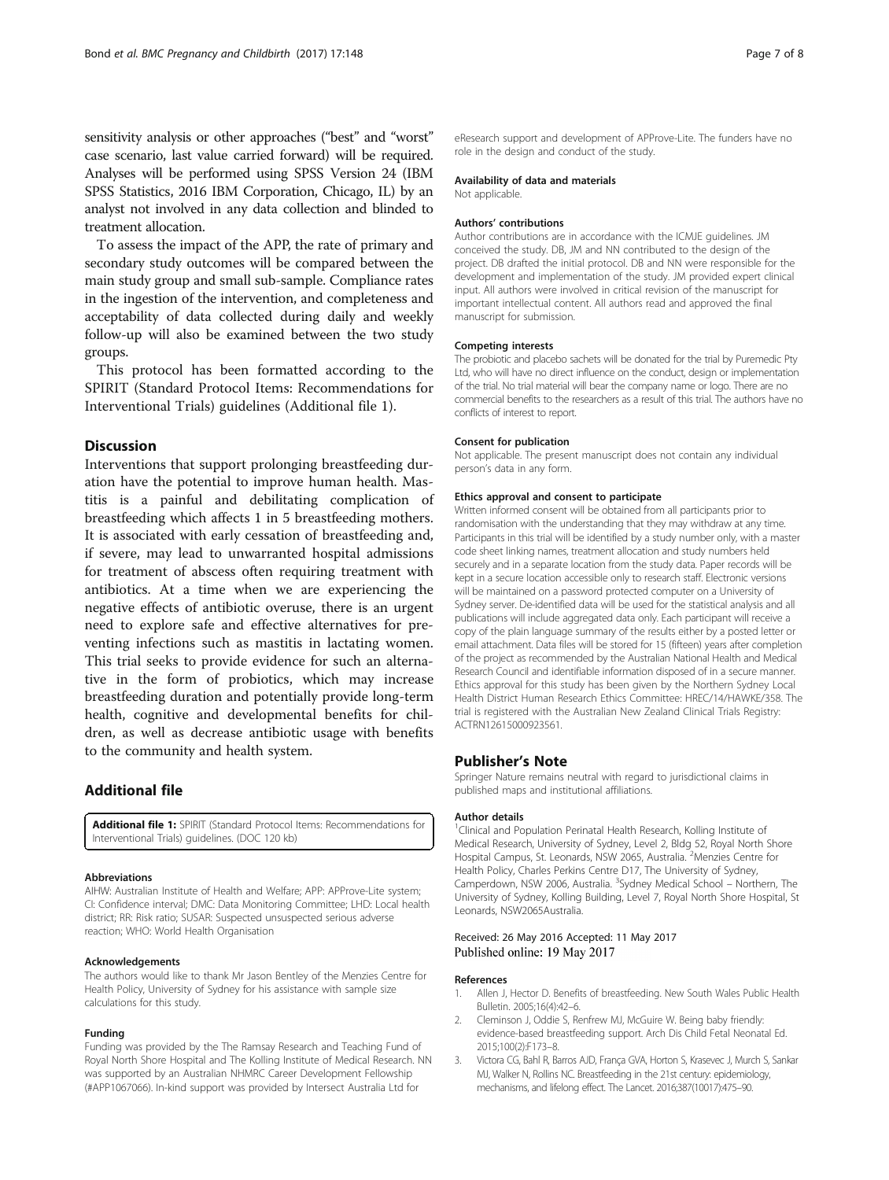sensitivity analysis or other approaches ("best" and "worst" case scenario, last value carried forward) will be required. Analyses will be performed using SPSS Version 24 (IBM SPSS Statistics, 2016 IBM Corporation, Chicago, IL) by an analyst not involved in any data collection and blinded to treatment allocation.

To assess the impact of the APP, the rate of primary and secondary study outcomes will be compared between the main study group and small sub-sample. Compliance rates in the ingestion of the intervention, and completeness and acceptability of data collected during daily and weekly follow-up will also be examined between the two study groups.

This protocol has been formatted according to the SPIRIT (Standard Protocol Items: Recommendations for Interventional Trials) guidelines (Additional file 1).

## Discussion

Interventions that support prolonging breastfeeding duration have the potential to improve human health. Mastitis is a painful and debilitating complication of breastfeeding which affects 1 in 5 breastfeeding mothers. It is associated with early cessation of breastfeeding and, if severe, may lead to unwarranted hospital admissions for treatment of abscess often requiring treatment with antibiotics. At a time when we are experiencing the negative effects of antibiotic overuse, there is an urgent need to explore safe and effective alternatives for preventing infections such as mastitis in lactating women. This trial seeks to provide evidence for such an alternative in the form of probiotics, which may increase breastfeeding duration and potentially provide long-term health, cognitive and developmental benefits for children, as well as decrease antibiotic usage with benefits to the community and health system.

## Additional file

**Additional file 1:** SPIRIT (Standard Protocol Items: Recommendations for Interventional Trials) guidelines. (DOC 120 kb)

#### Abbreviations

AIHW: Australian Institute of Health and Welfare; APP: APProve-Lite system; CI: Confidence interval; DMC: Data Monitoring Committee; LHD: Local health district; RR: Risk ratio; SUSAR: Suspected unsuspected serious adverse reaction; WHO: World Health Organisation

#### Acknowledgements

The authors would like to thank Mr Jason Bentley of the Menzies Centre for Health Policy, University of Sydney for his assistance with sample size calculations for this study.

#### Funding

Funding was provided by the The Ramsay Research and Teaching Fund of Royal North Shore Hospital and The Kolling Institute of Medical Research. NN was supported by an Australian NHMRC Career Development Fellowship (#APP1067066). In-kind support was provided by Intersect Australia Ltd for eResearch support and development of APProve-Lite. The funders have no role in the design and conduct of the study.

#### Availability of data and materials

Not applicable.

#### Authors' contributions

Author contributions are in accordance with the ICMJE guidelines. JM conceived the study. DB, JM and NN contributed to the design of the project. DB drafted the initial protocol. DB and NN were responsible for the development and implementation of the study. JM provided expert clinical input. All authors were involved in critical revision of the manuscript for important intellectual content. All authors read and approved the final manuscript for submission.

#### Competing interests

The probiotic and placebo sachets will be donated for the trial by Puremedic Pty Ltd, who will have no direct influence on the conduct, design or implementation of the trial. No trial material will bear the company name or logo. There are no commercial benefits to the researchers as a result of this trial. The authors have no conflicts of interest to report.

#### Consent for publication

Not applicable. The present manuscript does not contain any individual person's data in any form.

#### Ethics approval and consent to participate

Written informed consent will be obtained from all participants prior to randomisation with the understanding that they may withdraw at any time. Participants in this trial will be identified by a study number only, with a master code sheet linking names, treatment allocation and study numbers held securely and in a separate location from the study data. Paper records will be kept in a secure location accessible only to research staff. Electronic versions will be maintained on a password protected computer on a University of Sydney server. De-identified data will be used for the statistical analysis and all publications will include aggregated data only. Each participant will receive a copy of the plain language summary of the results either by a posted letter or email attachment. Data files will be stored for 15 (fifteen) years after completion of the project as recommended by the Australian National Health and Medical Research Council and identifiable information disposed of in a secure manner. Ethics approval for this study has been given by the Northern Sydney Local Health District Human Research Ethics Committee: HREC/14/HAWKE/358. The trial is registered with the Australian New Zealand Clinical Trials Registry: ACTRN12615000923561.

## Publisher's Note

Springer Nature remains neutral with regard to jurisdictional claims in published maps and institutional affiliations.

#### Author details

[1]Clinical and Population Perinatal Health Research, Kolling Institute of Medical Research, University of Sydney, Level 2, Bldg 52, Royal North Shore Hospital Campus, St. Leonards, NSW 2065, Australia. [2]Menzies Centre for Health Policy, Charles Perkins Centre D17, The University of Sydney, Camperdown, NSW 2006, Australia. [3]Sydney Medical School – Northern, The University of Sydney, Kolling Building, Level 7, Royal North Shore Hospital, St Leonards, NSW2065Australia.

Received: 26 May 2016 Accepted: 11 May 2017
Published online: 19 May 2017

#### References

1. Allen J, Hector D. Benefits of breastfeeding. New South Wales Public Health Bulletin. 2005;16(4):42–6.
2. Cleminson J, Oddie S, Renfrew MJ, McGuire W. Being baby friendly: evidence-based breastfeeding support. Arch Dis Child Fetal Neonatal Ed. 2015;100(2):F173–8.
3. Victora CG, Bahl R, Barros AJD, França GVA, Horton S, Krasevec J, Murch S, Sankar MJ, Walker N, Rollins NC. Breastfeeding in the 21st century: epidemiology, mechanisms, and lifelong effect. The Lancet. 2016;387(10017):475–90.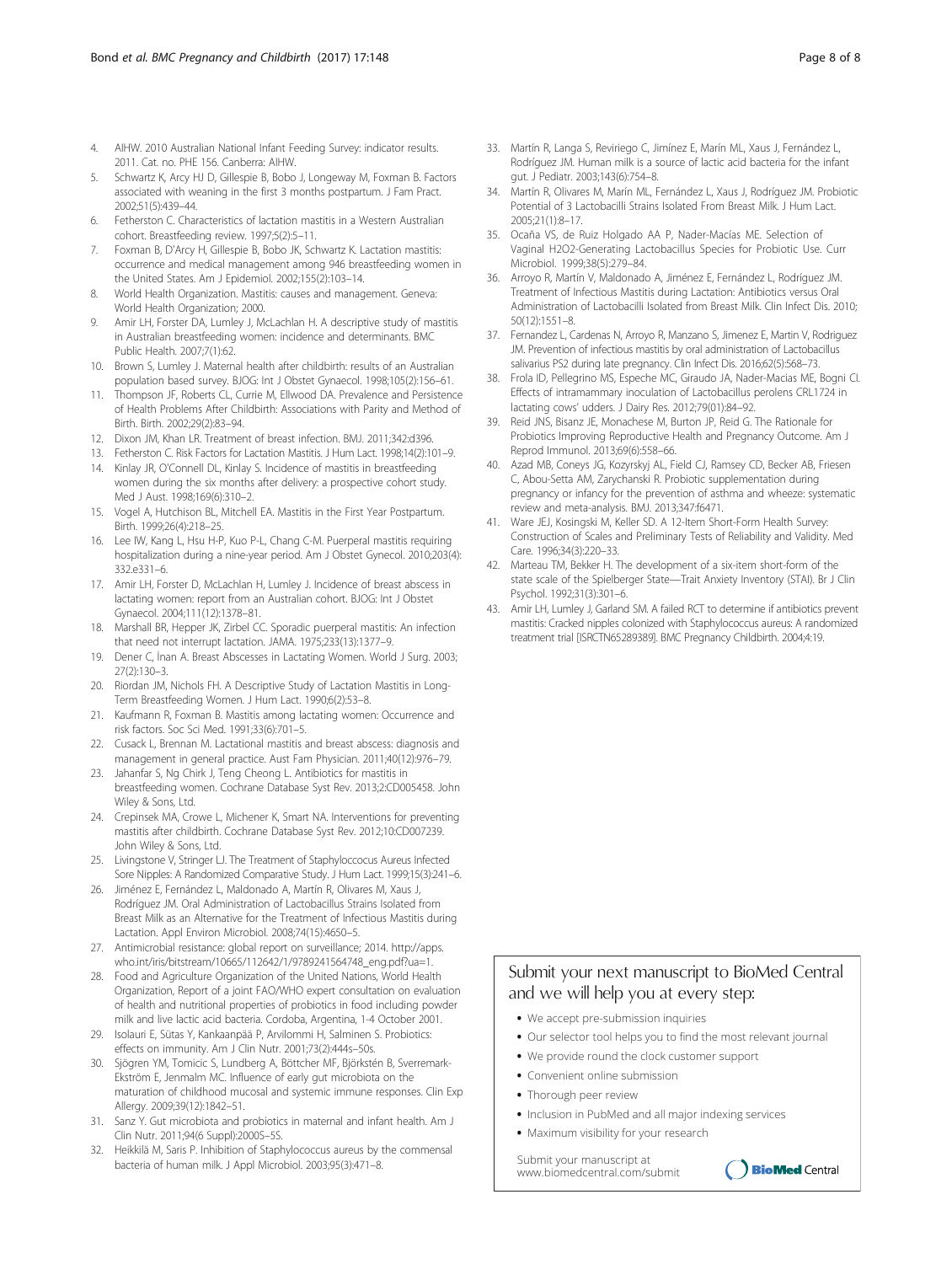4. AIHW. 2010 Australian National Infant Feeding Survey: indicator results. 2011. Cat. no. PHE 156. Canberra: AIHW.
5. Schwartz K, Arcy HJ D, Gillespie B, Bobo J, Longeway M, Foxman B. Factors associated with weaning in the first 3 months postpartum. J Fam Pract. 2002;51(5):439–44.
6. Fetherston C. Characteristics of lactation mastitis in a Western Australian cohort. Breastfeeding review. 1997;5(2):5–11.
7. Foxman B, D'Arcy H, Gillespie B, Bobo JK, Schwartz K. Lactation mastitis: occurrence and medical management among 946 breastfeeding women in the United States. Am J Epidemiol. 2002;155(2):103–14.
8. World Health Organization. Mastitis: causes and management. Geneva: World Health Organization; 2000.
9. Amir LH, Forster DA, Lumley J, McLachlan H. A descriptive study of mastitis in Australian breastfeeding women: incidence and determinants. BMC Public Health. 2007;7(1):62.
10. Brown S, Lumley J. Maternal health after childbirth: results of an Australian population based survey. BJOG: Int J Obstet Gynaecol. 1998;105(2):156–61.
11. Thompson JF, Roberts CL, Currie M, Ellwood DA. Prevalence and Persistence of Health Problems After Childbirth: Associations with Parity and Method of Birth. Birth. 2002;29(2):83–94.
12. Dixon JM, Khan LR. Treatment of breast infection. BMJ. 2011;342:d396.
13. Fetherston C. Risk Factors for Lactation Mastitis. J Hum Lact. 1998;14(2):101–9.
14. Kinlay JR, O'Connell DL, Kinlay S. Incidence of mastitis in breastfeeding women during the six months after delivery: a prospective cohort study. Med J Aust. 1998;169(6):310–2.
15. Vogel A, Hutchison BL, Mitchell EA. Mastitis in the First Year Postpartum. Birth. 1999;26(4):218–25.
16. Lee IW, Kang L, Hsu H-P, Kuo P-L, Chang C-M. Puerperal mastitis requiring hospitalization during a nine-year period. Am J Obstet Gynecol. 2010;203(4): 332.e331–6.
17. Amir LH, Forster D, McLachlan H, Lumley J. Incidence of breast abscess in lactating women: report from an Australian cohort. BJOG: Int J Obstet Gynaecol. 2004;111(12):1378–81.
18. Marshall BR, Hepper JK, Zirbel CC. Sporadic puerperal mastitis: An infection that need not interrupt lactation. JAMA. 1975;233(13):1377–9.
19. Dener C, İnan A. Breast Abscesses in Lactating Women. World J Surg. 2003; 27(2):130–3.
20. Riordan JM, Nichols FH. A Descriptive Study of Lactation Mastitis in Long-Term Breastfeeding Women. J Hum Lact. 1990;6(2):53–8.
21. Kaufmann R, Foxman B. Mastitis among lactating women: Occurrence and risk factors. Soc Sci Med. 1991;33(6):701–5.
22. Cusack L, Brennan M. Lactational mastitis and breast abscess: diagnosis and management in general practice. Aust Fam Physician. 2011;40(12):976–79.
23. Jahanfar S, Ng Chirk J, Teng Cheong L. Antibiotics for mastitis in breastfeeding women. Cochrane Database Syst Rev. 2013;2:CD005458. John Wiley & Sons, Ltd.
24. Crepinsek MA, Crowe L, Michener K, Smart NA. Interventions for preventing mastitis after childbirth. Cochrane Database Syst Rev. 2012;10:CD007239. John Wiley & Sons, Ltd.
25. Livingstone V, Stringer LJ. The Treatment of Staphyloccocus Aureus Infected Sore Nipples: A Randomized Comparative Study. J Hum Lact. 1999;15(3):241–6.
26. Jiménez E, Fernández L, Maldonado A, Martín R, Olivares M, Xaus J, Rodríguez JM. Oral Administration of Lactobacillus Strains Isolated from Breast Milk as an Alternative for the Treatment of Infectious Mastitis during Lactation. Appl Environ Microbiol. 2008;74(15):4650–5.
27. Antimicrobial resistance: global report on surveillance; 2014. http://apps.who.int/iris/bitstream/10665/112642/1/9789241564748_eng.pdf?ua=1.
28. Food and Agriculture Organization of the United Nations, World Health Organization, Report of a joint FAO/WHO expert consultation on evaluation of health and nutritional properties of probiotics in food including powder milk and live lactic acid bacteria. Cordoba, Argentina, 1-4 October 2001.
29. Isolauri E, Sütas Y, Kankaanpää P, Arvilommi H, Salminen S. Probiotics: effects on immunity. Am J Clin Nutr. 2001;73(2):444s–50s.
30. Sjögren YM, Tomicic S, Lundberg A, Böttcher MF, Björkstén B, Sverremark-Ekström E, Jenmalm MC. Influence of early gut microbiota on the maturation of childhood mucosal and systemic immune responses. Clin Exp Allergy. 2009;39(12):1842–51.
31. Sanz Y. Gut microbiota and probiotics in maternal and infant health. Am J Clin Nutr. 2011;94(6 Suppl):2000S–5S.
32. Heikkilä M, Saris P. Inhibition of Staphylococcus aureus by the commensal bacteria of human milk. J Appl Microbiol. 2003;95(3):471–8.
33. Martín R, Langa S, Reviriego C, Jimínez E, Marín ML, Xaus J, Fernández L, Rodríguez JM. Human milk is a source of lactic acid bacteria for the infant gut. J Pediatr. 2003;143(6):754–8.
34. Martín R, Olivares M, Marín ML, Fernández L, Xaus J, Rodríguez JM. Probiotic Potential of 3 Lactobacilli Strains Isolated From Breast Milk. J Hum Lact. 2005;21(1):8–17.
35. Ocaña VS, de Ruiz Holgado AA P, Nader-Macías ME. Selection of Vaginal H2O2-Generating Lactobacillus Species for Probiotic Use. Curr Microbiol. 1999;38(5):279–84.
36. Arroyo R, Martín V, Maldonado A, Jiménez E, Fernández L, Rodríguez JM. Treatment of Infectious Mastitis during Lactation: Antibiotics versus Oral Administration of Lactobacilli Isolated from Breast Milk. Clin Infect Dis. 2010; 50(12):1551–8.
37. Fernandez L, Cardenas N, Arroyo R, Manzano S, Jimenez E, Martin V, Rodriguez JM. Prevention of infectious mastitis by oral administration of Lactobacillus salivarius PS2 during late pregnancy. Clin Infect Dis. 2016;62(5):568–73.
38. Frola ID, Pellegrino MS, Espeche MC, Giraudo JA, Nader-Macias ME, Bogni CI. Effects of intramammary inoculation of Lactobacillus perolens CRL1724 in lactating cows' udders. J Dairy Res. 2012;79(01):84–92.
39. Reid JNS, Bisanz JE, Monachese M, Burton JP, Reid G. The Rationale for Probiotics Improving Reproductive Health and Pregnancy Outcome. Am J Reprod Immunol. 2013;69(6):558–66.
40. Azad MB, Coneys JG, Kozyrskyj AL, Field CJ, Ramsey CD, Becker AB, Friesen C, Abou-Setta AM, Zarychanski R. Probiotic supplementation during pregnancy or infancy for the prevention of asthma and wheeze: systematic review and meta-analysis. BMJ. 2013;347:f6471.
41. Ware JEJ, Kosingski M, Keller SD. A 12-Item Short-Form Health Survey: Construction of Scales and Preliminary Tests of Reliability and Validity. Med Care. 1996;34(3):220–33.
42. Marteau TM, Bekker H. The development of a six-item short-form of the state scale of the Spielberger State—Trait Anxiety Inventory (STAI). Br J Clin Psychol. 1992;31(3):301–6.
43. Amir LH, Lumley J, Garland SM. A failed RCT to determine if antibiotics prevent mastitis: Cracked nipples colonized with Staphylococcus aureus: A randomized treatment trial [ISRCTN65289389]. BMC Pregnancy Childbirth. 2004;4:19.

Submit your next manuscript to BioMed Central and we will help you at every step:

- We accept pre-submission inquiries
- Our selector tool helps you to find the most relevant journal
- We provide round the clock customer support
- Convenient online submission
- Thorough peer review
- Inclusion in PubMed and all major indexing services
- Maximum visibility for your research

Submit your manuscript at
www.biomedcentral.com/submit

BioMed Central